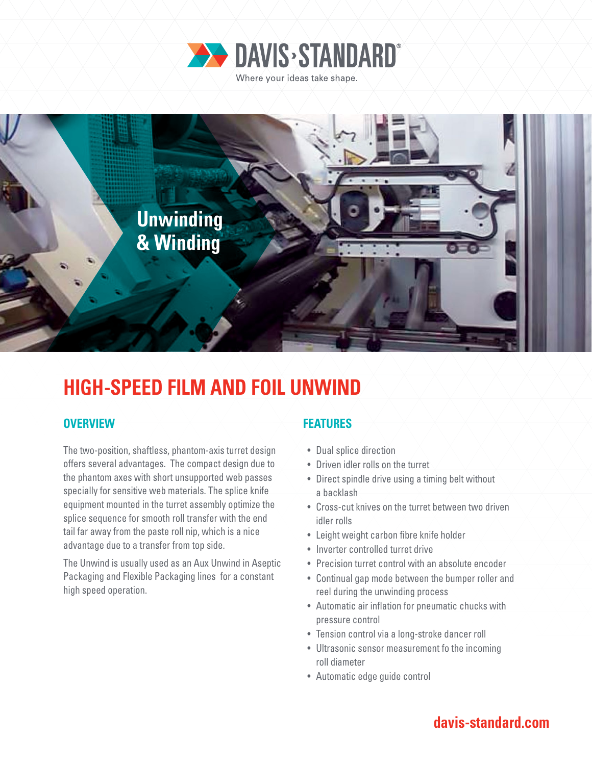DAVIS›STANDARD®

Where your ideas take shape.

Unwinding & Winding

# HIGH-SPEED FILM AND FOIL UNWIND

## OVERVIEW

The two-position, shaftless, phantom-axis turret design offers several advantages. The compact design due to the phantom axes with short unsupported web passes specially for sensitive web materials. The splice knife equipment mounted in the turret assembly optimize the splice sequence for smooth roll transfer with the end tail far away from the paste roll nip, which is a nice advantage due to a transfer from top side.

The Unwind is usually used as an Aux Unwind in Aseptic Packaging and Flexible Packaging lines for a constant high speed operation.

## FEATURES

- Dual splice direction
- Driven idler rolls on the turret
- Direct spindle drive using a timing belt without a backlash
- Cross-cut knives on the turret between two driven idler rolls
- Leight weight carbon fibre knife holder
- Inverter controlled turret drive
- Precision turret control with an absolute encoder
- Continual gap mode between the bumper roller and reel during the unwinding process
- Automatic air inflation for pneumatic chucks with pressure control
- Tension control via a long-stroke dancer roll
- Ultrasonic sensor measurement fo the incoming roll diameter
- Automatic edge guide control

davis-standard.com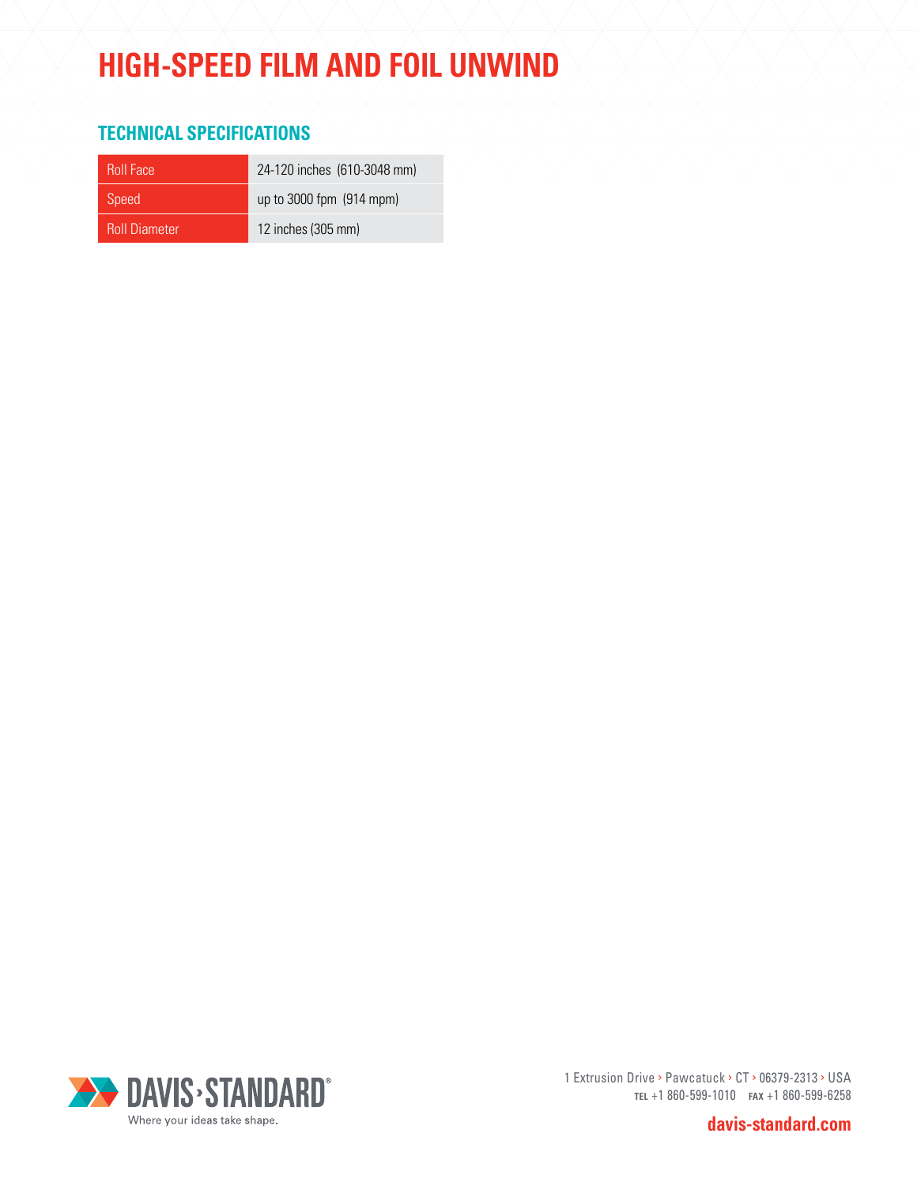# HIGH-SPEED FILM AND FOIL UNWIND

## TECHNICAL SPECIFICATIONS

| | |
|---|---|
| Roll Face | 24-120 inches (610-3048 mm) |
| Speed | up to 3000 fpm (914 mpm) |
| Roll Diameter | 12 inches (305 mm) |

DAVIS-STANDARD®
Where your ideas take shape.

1 Extrusion Drive › Pawcatuck › CT › 06379-2313 › USA
TEL +1 860-599-1010 FAX +1 860-599-6258

davis-standard.com